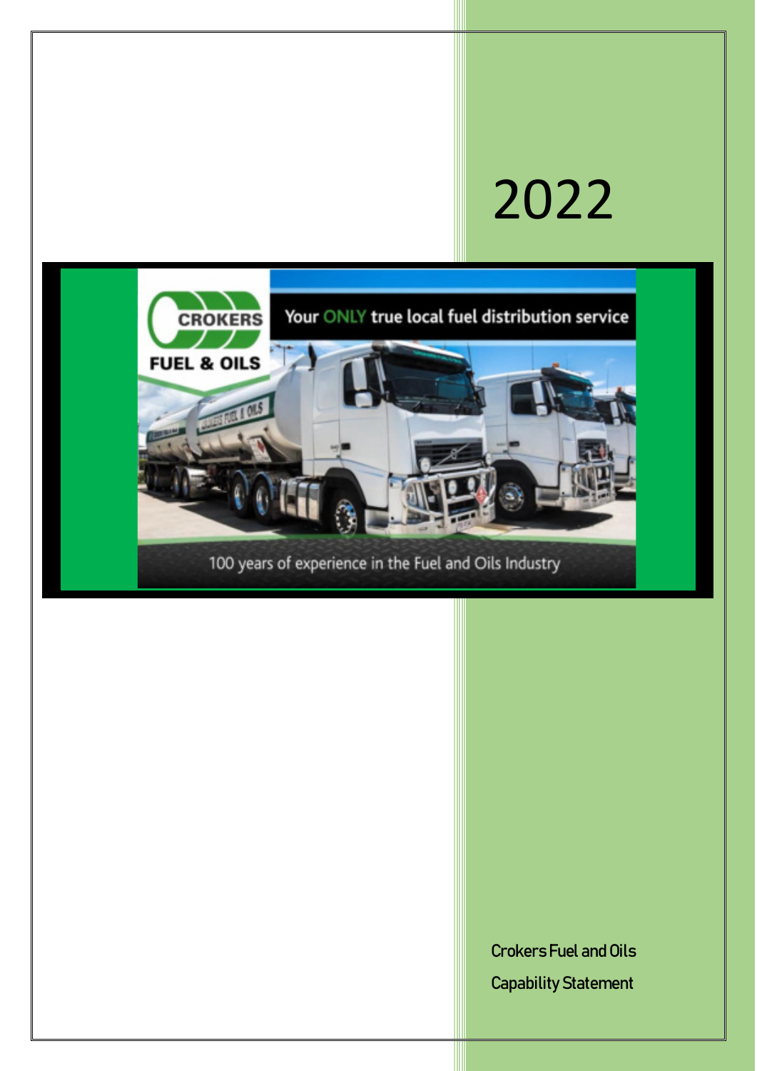# 2022

CROKERS FUEL & OILS

Your ONLY true local fuel distribution service

100 years of experience in the Fuel and Oils Industry

Crokers Fuel and Oils

Capability Statement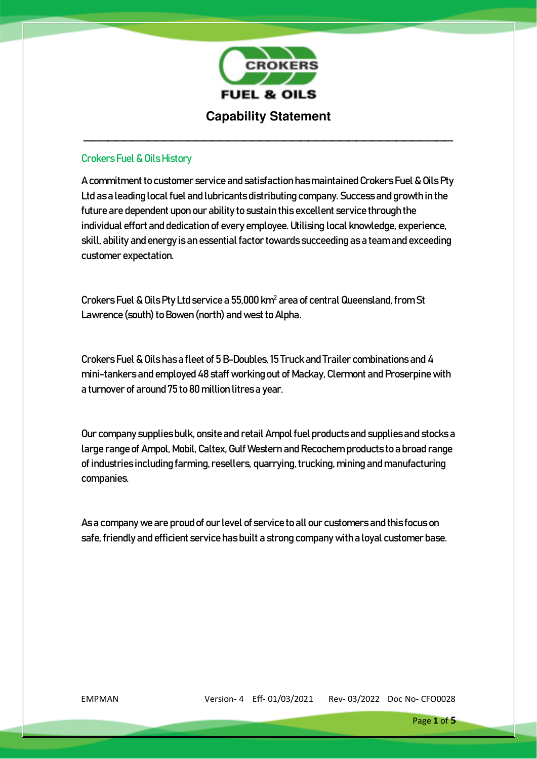# Capability Statement

## Crokers Fuel & Oils History

A commitment to customer service and satisfaction has maintained Crokers Fuel & Oils Pty Ltd as a leading local fuel and lubricants distributing company. Success and growth in the future are dependent upon our ability to sustain this excellent service through the individual effort and dedication of every employee. Utilising local knowledge, experience, skill, ability and energy is an essential factor towards succeeding as a team and exceeding customer expectation.

Crokers Fuel & Oils Pty Ltd service a 55,000 km$^2$ area of central Queensland, from St Lawrence (south) to Bowen (north) and west to Alpha.

Crokers Fuel & Oils has a fleet of 5 B-Doubles, 15 Truck and Trailer combinations and 4 mini-tankers and employed 48 staff working out of Mackay, Clermont and Proserpine with a turnover of around 75 to 80 million litres a year.

Our company supplies bulk, onsite and retail Ampol fuel products and supplies and stocks a large range of Ampol, Mobil, Caltex, Gulf Western and Recochem products to a broad range of industries including farming, resellers, quarrying, trucking, mining and manufacturing companies.

As a company we are proud of our level of service to all our customers and this focus on safe, friendly and efficient service has built a strong company with a loyal customer base.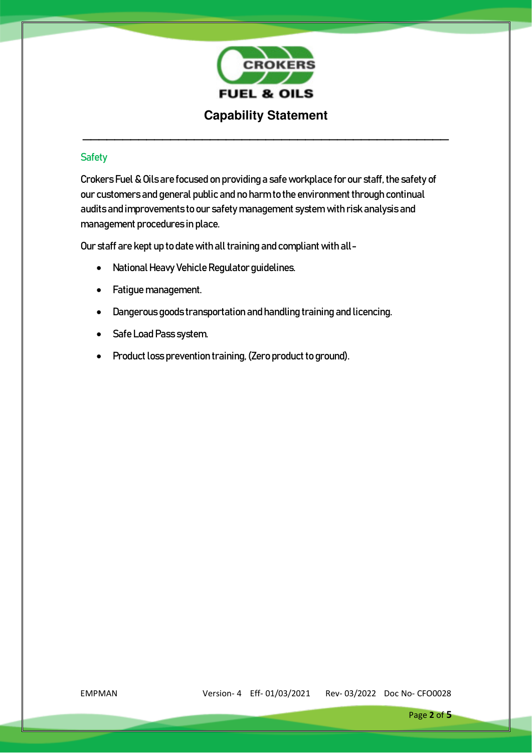# Capability Statement

## Safety

Crokers Fuel & Oils are focused on providing a safe workplace for our staff, the safety of our customers and general public and no harm to the environment through continual audits and improvements to our safety management system with risk analysis and management procedures in place.

Our staff are kept up to date with all training and compliant with all -

- National Heavy Vehicle Regulator guidelines.
- Fatigue management.
- Dangerous goods transportation and handling training and licencing.
- Safe Load Pass system.
- Product loss prevention training, (Zero product to ground).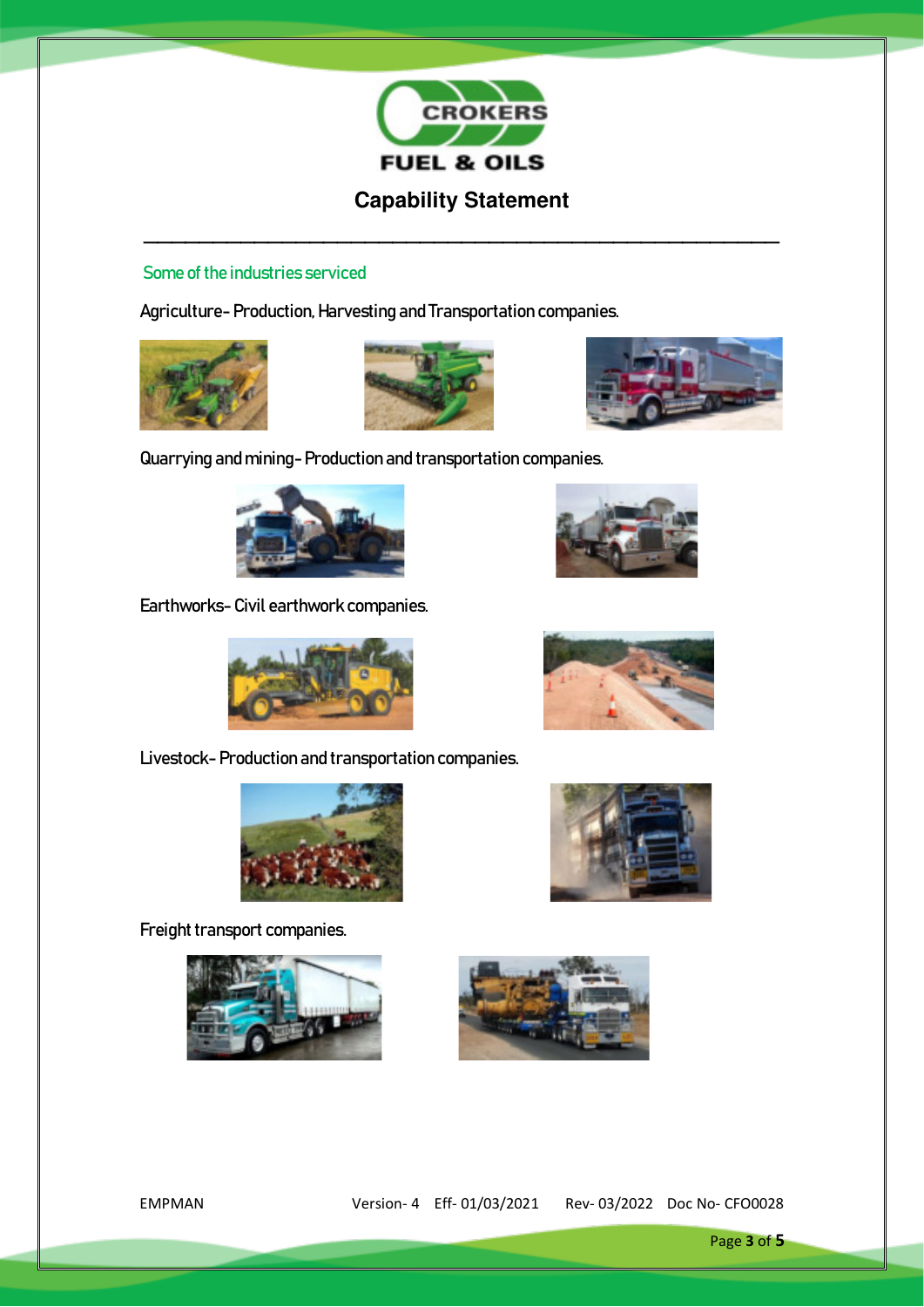# Capability Statement

## Some of the industries serviced

Agriculture- Production, Harvesting and Transportation companies.

Quarrying and mining- Production and transportation companies.

Earthworks- Civil earthwork companies.

Livestock- Production and transportation companies.

Freight transport companies.

EMPMAN Version- 4 Eff- 01/03/2021 Rev- 03/2022 Doc No- CFO0028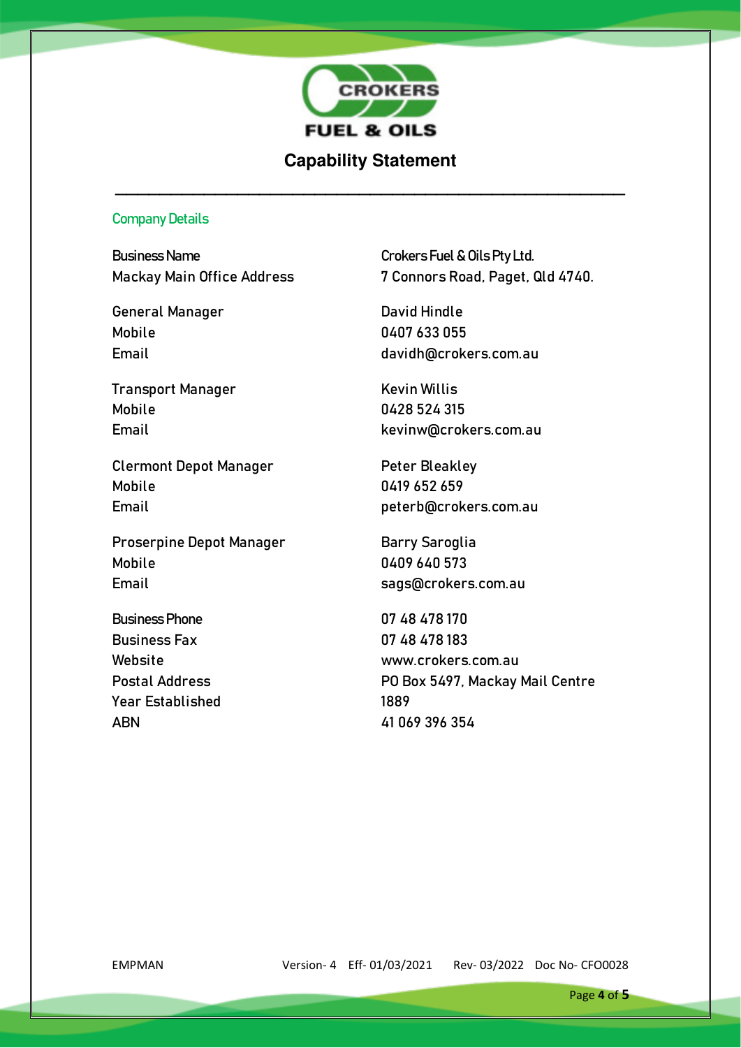CROKERS

FUEL & OILS

# Capability Statement

## Company Details

| | |
|---|---|
| Business Name | Crokers Fuel & Oils Pty Ltd. |
| Mackay Main Office Address | 7 Connors Road, Paget, Qld 4740. |
| General Manager | David Hindle |
| Mobile | 0407 633 055 |
| Email | davidh@crokers.com.au |
| Transport Manager | Kevin Willis |
| Mobile | 0428 524 315 |
| Email | kevinw@crokers.com.au |
| Clermont Depot Manager | Peter Bleakley |
| Mobile | 0419 652 659 |
| Email | peterb@crokers.com.au |
| Proserpine Depot Manager | Barry Saroglia |
| Mobile | 0409 640 573 |
| Email | sags@crokers.com.au |
| Business Phone | 07 48 478 170 |
| Business Fax | 07 48 478 183 |
| Website | www.crokers.com.au |
| Postal Address | PO Box 5497, Mackay Mail Centre |
| Year Established | 1889 |
| ABN | 41 069 396 354 |

EMPMAN Version- 4 Eff- 01/03/2021 Rev- 03/2022 Doc No- CFO0028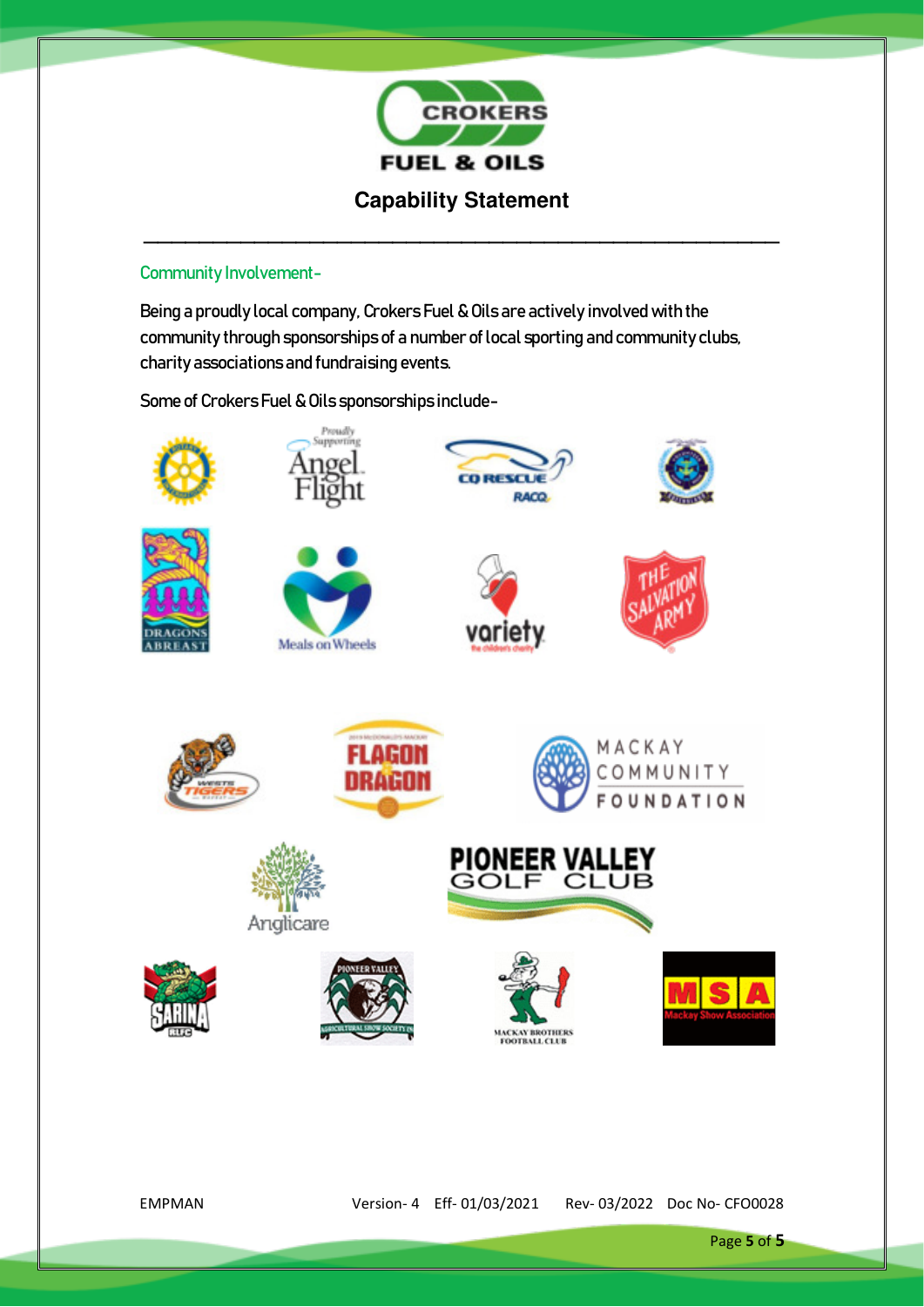CROKERS FUEL & OILS

# Capability Statement

## Community Involvement-

Being a proudly local company, Crokers Fuel & Oils are actively involved with the community through sponsorships of a number of local sporting and community clubs, charity associations and fundraising events.

Some of Crokers Fuel & Oils sponsorships include-

Proudly Supporting Angel Flight

CQ RESCUE RACQ

DRAGONS ABREAST

Meals on Wheels

variety the children's charity

THE SALVATION ARMY

WESTS TIGERS MACKAY

FLAGON DRAGON

MACKAY COMMUNITY FOUNDATION

Anglicare

PIONEER VALLEY GOLF CLUB

SARINA RLFC

PIONEER VALLEY AGRICULTURAL SHOW SOCIETY INC

MACKAY BROTHERS FOOTBALL CLUB

MSA Mackay Show Association

EMPMAN Version- 4 Eff- 01/03/2021 Rev- 03/2022 Doc No- CFO0028